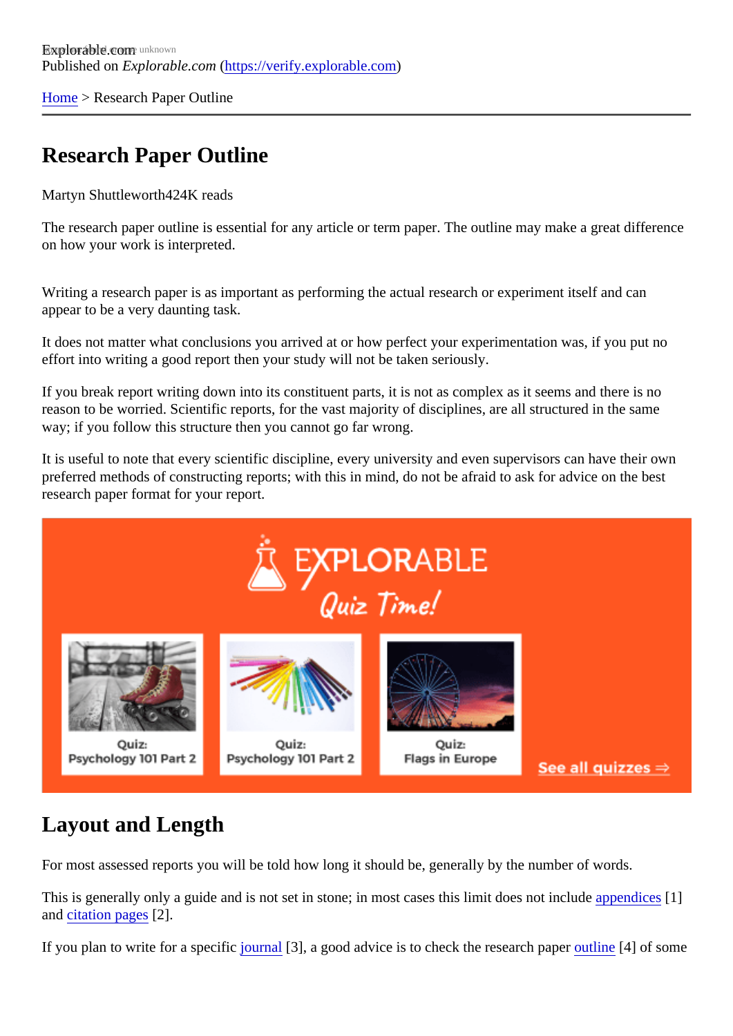Explorable.com
Published on *Explorable.com* (https://verify.explorable.com)

Home > Research Paper Outline

# Research Paper Outline

Martyn Shuttleworth424K reads

The research paper outline is essential for any article or term paper. The outline may make a great difference on how your work is interpreted.

Writing a research paper is as important as performing the actual research or experiment itself and can appear to be a very daunting task.

It does not matter what conclusions you arrived at or how perfect your experimentation was, if you put no effort into writing a good report then your study will not be taken seriously.

If you break report writing down into its constituent parts, it is not as complex as it seems and there is no reason to be worried. Scientific reports, for the vast majority of disciplines, are all structured in the same way; if you follow this structure then you cannot go far wrong.

It is useful to note that every scientific discipline, every university and even supervisors can have their own preferred methods of constructing reports; with this in mind, do not be afraid to ask for advice on the best research paper format for your report.

## Layout and Length

For most assessed reports you will be told how long it should be, generally by the number of words.

This is generally only a guide and is not set in stone; in most cases this limit does not include appendices [1] and citation pages [2].

If you plan to write for a specific journal [3], a good advice is to check the research paper outline [4] of some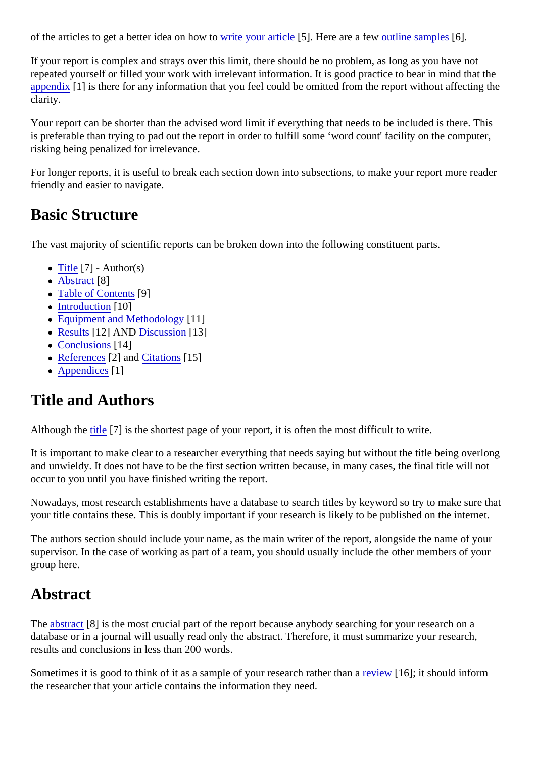of the articles to get a better idea on how to write your article [5]. Here are a few outline samples [6].

If your report is complex and strays over this limit, there should be no problem, as long as you have not repeated yourself or filled your work with irrelevant information. It is good practice to bear in mind that the appendix [1] is there for any information that you feel could be omitted from the report without affecting the clarity.

Your report can be shorter than the advised word limit if everything that needs to be included is there. This is preferable than trying to pad out the report in order to fulfill some ‘word count' facility on the computer, risking being penalized for irrelevance.

For longer reports, it is useful to break each section down into subsections, to make your report more reader friendly and easier to navigate.

## Basic Structure

The vast majority of scientific reports can be broken down into the following constituent parts.

- Title [7] - Author(s)
- Abstract [8]
- Table of Contents [9]
- Introduction [10]
- Equipment and Methodology [11]
- Results [12] AND Discussion [13]
- Conclusions [14]
- References [2] and Citations [15]
- Appendices [1]

## Title and Authors

Although the title [7] is the shortest page of your report, it is often the most difficult to write.

It is important to make clear to a researcher everything that needs saying but without the title being overlong and unwieldy. It does not have to be the first section written because, in many cases, the final title will not occur to you until you have finished writing the report.

Nowadays, most research establishments have a database to search titles by keyword so try to make sure that your title contains these. This is doubly important if your research is likely to be published on the internet.

The authors section should include your name, as the main writer of the report, alongside the name of your supervisor. In the case of working as part of a team, you should usually include the other members of your group here.

## Abstract

The abstract [8] is the most crucial part of the report because anybody searching for your research on a database or in a journal will usually read only the abstract. Therefore, it must summarize your research, results and conclusions in less than 200 words.

Sometimes it is good to think of it as a sample of your research rather than a review [16]; it should inform the researcher that your article contains the information they need.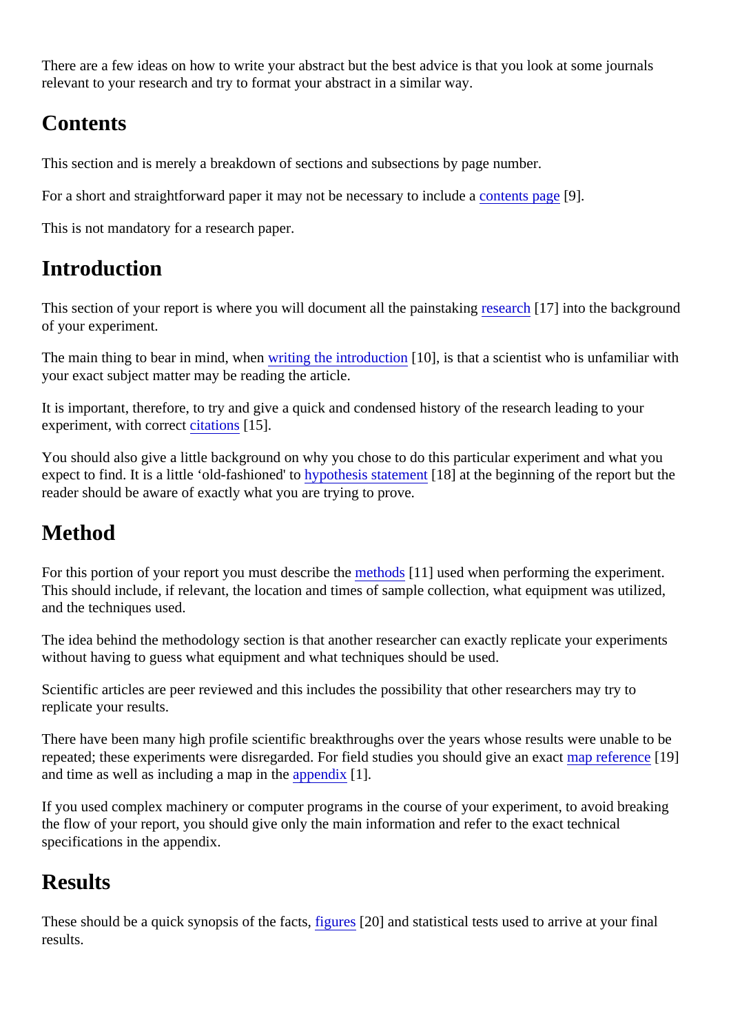There are a few ideas on how to write your abstract but the best advice is that you look at some journals relevant to your research and try to format your abstract in a similar way.

## Contents

This section and is merely a breakdown of sections and subsections by page number.

For a short and straightforward paper it may not be necessary to include a contents page [9].

This is not mandatory for a research paper.

## Introduction

This section of your report is where you will document all the painstaking research [17] into the background of your experiment.

The main thing to bear in mind, when writing the introduction [10], is that a scientist who is unfamiliar with your exact subject matter may be reading the article.

It is important, therefore, to try and give a quick and condensed history of the research leading to your experiment, with correct citations [15].

You should also give a little background on why you chose to do this particular experiment and what you expect to find. It is a little 'old-fashioned' to hypothesis statement [18] at the beginning of the report but the reader should be aware of exactly what you are trying to prove.

## Method

For this portion of your report you must describe the methods [11] used when performing the experiment. This should include, if relevant, the location and times of sample collection, what equipment was utilized, and the techniques used.

The idea behind the methodology section is that another researcher can exactly replicate your experiments without having to guess what equipment and what techniques should be used.

Scientific articles are peer reviewed and this includes the possibility that other researchers may try to replicate your results.

There have been many high profile scientific breakthroughs over the years whose results were unable to be repeated; these experiments were disregarded. For field studies you should give an exact map reference [19] and time as well as including a map in the appendix [1].

If you used complex machinery or computer programs in the course of your experiment, to avoid breaking the flow of your report, you should give only the main information and refer to the exact technical specifications in the appendix.

## Results

These should be a quick synopsis of the facts, figures [20] and statistical tests used to arrive at your final results.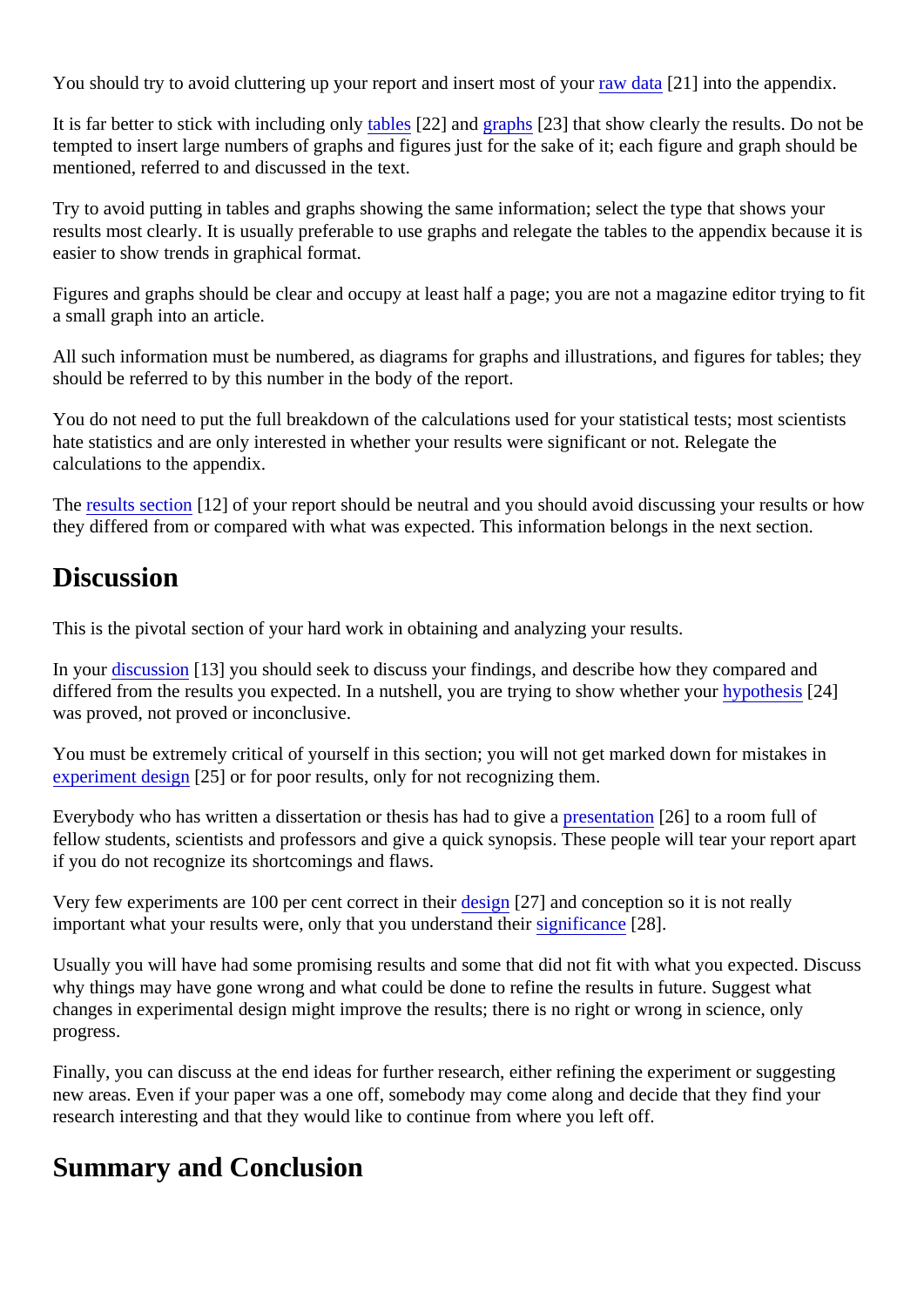You should try to avoid cluttering up your report and insert most of your raw data [21] into the appendix.

It is far better to stick with including only tables [22] and graphs [23] that show clearly the results. Do not be tempted to insert large numbers of graphs and figures just for the sake of it; each figure and graph should be mentioned, referred to and discussed in the text.

Try to avoid putting in tables and graphs showing the same information; select the type that shows your results most clearly. It is usually preferable to use graphs and relegate the tables to the appendix because it is easier to show trends in graphical format.

Figures and graphs should be clear and occupy at least half a page; you are not a magazine editor trying to fit a small graph into an article.

All such information must be numbered, as diagrams for graphs and illustrations, and figures for tables; they should be referred to by this number in the body of the report.

You do not need to put the full breakdown of the calculations used for your statistical tests; most scientists hate statistics and are only interested in whether your results were significant or not. Relegate the calculations to the appendix.

The results section [12] of your report should be neutral and you should avoid discussing your results or how they differed from or compared with what was expected. This information belongs in the next section.

## Discussion

This is the pivotal section of your hard work in obtaining and analyzing your results.

In your discussion [13] you should seek to discuss your findings, and describe how they compared and differed from the results you expected. In a nutshell, you are trying to show whether your hypothesis [24] was proved, not proved or inconclusive.

You must be extremely critical of yourself in this section; you will not get marked down for mistakes in experiment design [25] or for poor results, only for not recognizing them.

Everybody who has written a dissertation or thesis has had to give a presentation [26] to a room full of fellow students, scientists and professors and give a quick synopsis. These people will tear your report apart if you do not recognize its shortcomings and flaws.

Very few experiments are 100 per cent correct in their design [27] and conception so it is not really important what your results were, only that you understand their significance [28].

Usually you will have had some promising results and some that did not fit with what you expected. Discuss why things may have gone wrong and what could be done to refine the results in future. Suggest what changes in experimental design might improve the results; there is no right or wrong in science, only progress.

Finally, you can discuss at the end ideas for further research, either refining the experiment or suggesting new areas. Even if your paper was a one off, somebody may come along and decide that they find your research interesting and that they would like to continue from where you left off.

## Summary and Conclusion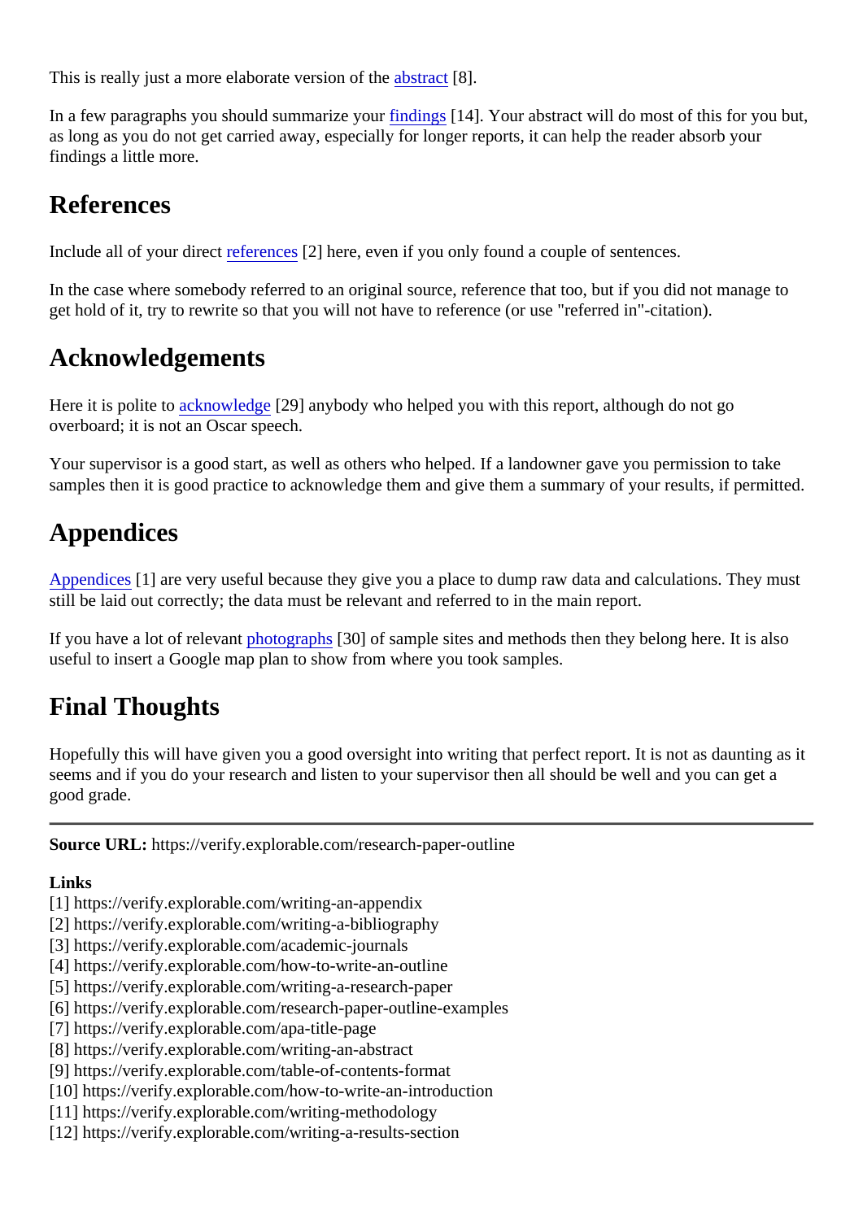This is really just a more elaborate version of the abstract [8].

In a few paragraphs you should summarize your findings [14]. Your abstract will do most of this for you but, as long as you do not get carried away, especially for longer reports, it can help the reader absorb your findings a little more.

## References

Include all of your direct references [2] here, even if you only found a couple of sentences.

In the case where somebody referred to an original source, reference that too, but if you did not manage to get hold of it, try to rewrite so that you will not have to reference (or use "referred in"-citation).

## Acknowledgements

Here it is polite to acknowledge [29] anybody who helped you with this report, although do not go overboard; it is not an Oscar speech.

Your supervisor is a good start, as well as others who helped. If a landowner gave you permission to take samples then it is good practice to acknowledge them and give them a summary of your results, if permitted.

## Appendices

Appendices [1] are very useful because they give you a place to dump raw data and calculations. They must still be laid out correctly; the data must be relevant and referred to in the main report.

If you have a lot of relevant photographs [30] of sample sites and methods then they belong here. It is also useful to insert a Google map plan to show from where you took samples.

## Final Thoughts

Hopefully this will have given you a good oversight into writing that perfect report. It is not as daunting as it seems and if you do your research and listen to your supervisor then all should be well and you can get a good grade.

---

**Source URL:** https://verify.explorable.com/research-paper-outline

**Links**
[1] https://verify.explorable.com/writing-an-appendix
[2] https://verify.explorable.com/writing-a-bibliography
[3] https://verify.explorable.com/academic-journals
[4] https://verify.explorable.com/how-to-write-an-outline
[5] https://verify.explorable.com/writing-a-research-paper
[6] https://verify.explorable.com/research-paper-outline-examples
[7] https://verify.explorable.com/apa-title-page
[8] https://verify.explorable.com/writing-an-abstract
[9] https://verify.explorable.com/table-of-contents-format
[10] https://verify.explorable.com/how-to-write-an-introduction
[11] https://verify.explorable.com/writing-methodology
[12] https://verify.explorable.com/writing-a-results-section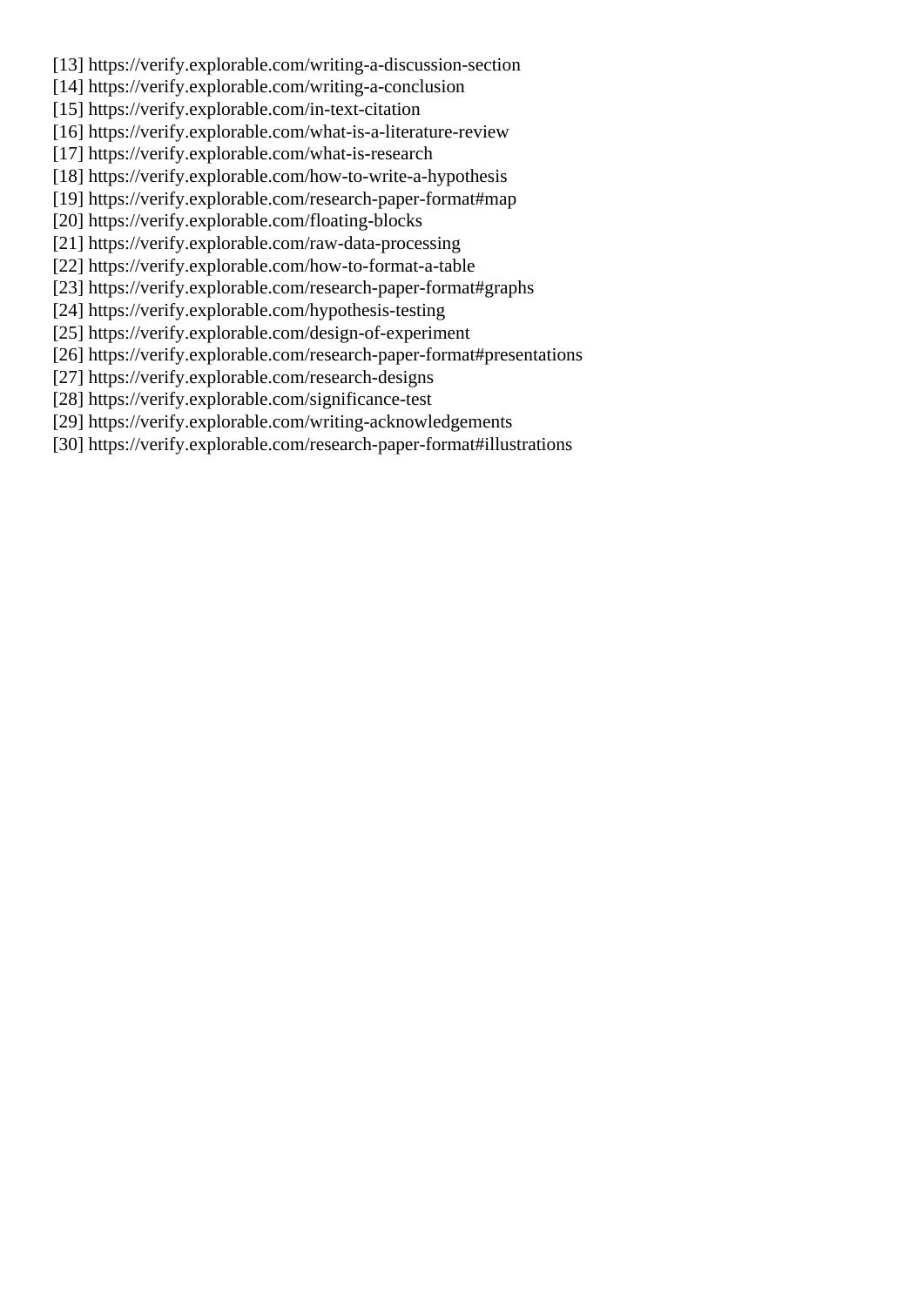[13] https://verify.explorable.com/writing-a-discussion-section
[14] https://verify.explorable.com/writing-a-conclusion
[15] https://verify.explorable.com/in-text-citation
[16] https://verify.explorable.com/what-is-a-literature-review
[17] https://verify.explorable.com/what-is-research
[18] https://verify.explorable.com/how-to-write-a-hypothesis
[19] https://verify.explorable.com/research-paper-format#map
[20] https://verify.explorable.com/floating-blocks
[21] https://verify.explorable.com/raw-data-processing
[22] https://verify.explorable.com/how-to-format-a-table
[23] https://verify.explorable.com/research-paper-format#graphs
[24] https://verify.explorable.com/hypothesis-testing
[25] https://verify.explorable.com/design-of-experiment
[26] https://verify.explorable.com/research-paper-format#presentations
[27] https://verify.explorable.com/research-designs
[28] https://verify.explorable.com/significance-test
[29] https://verify.explorable.com/writing-acknowledgements
[30] https://verify.explorable.com/research-paper-format#illustrations